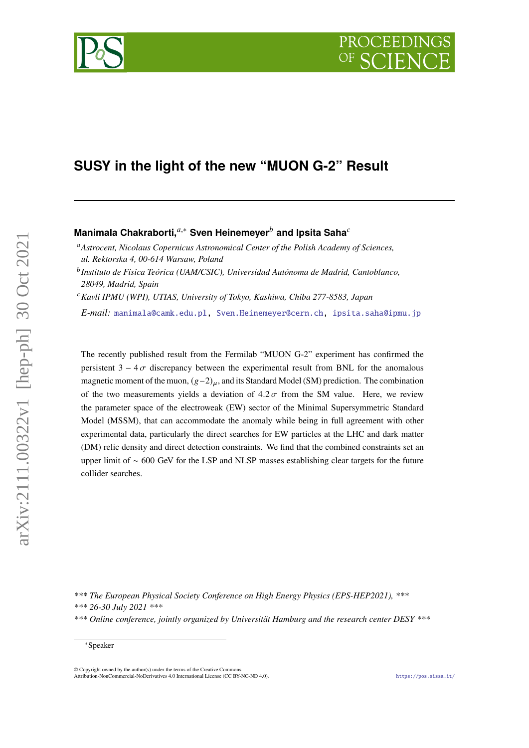# SUSY in the light of the new “MUON G-2” Result

**Manimala Chakraborti,**[a,*] **Sven Heinemeyer**[b] **and Ipsita Saha**[c]

[a] *Astrocent, Nicolaus Copernicus Astronomical Center of the Polish Academy of Sciences, ul. Rektorska 4, 00-614 Warsaw, Poland*

[b] *Instituto de Física Teórica (UAM/CSIC), Universidad Autónoma de Madrid, Cantoblanco, 28049, Madrid, Spain*

[c] *Kavli IPMU (WPI), UTIAS, University of Tokyo, Kashiwa, Chiba 277-8583, Japan*

*E-mail:* manimala@camk.edu.pl, Sven.Heinemeyer@cern.ch, ipsita.saha@ipmu.jp

The recently published result from the Fermilab “MUON G-2” experiment has confirmed the persistent $3-4\,\sigma$ discrepancy between the experimental result from BNL for the anomalous magnetic moment of the muon, $(g-2)_\mu$, and its Standard Model (SM) prediction. The combination of the two measurements yields a deviation of $4.2\,\sigma$ from the SM value. Here, we review the parameter space of the electroweak (EW) sector of the Minimal Supersymmetric Standard Model (MSSM), that can accommodate the anomaly while being in full agreement with other experimental data, particularly the direct searches for EW particles at the LHC and dark matter (DM) relic density and direct detection constraints. We find that the combined constraints set an upper limit of $\sim 600$ GeV for the LSP and NLSP masses establishing clear targets for the future collider searches.

*\*\*\* The European Physical Society Conference on High Energy Physics (EPS-HEP2021), \*\*\**
*\*\*\* 26-30 July 2021 \*\*\**
*\*\*\* Online conference, jointly organized by Universität Hamburg and the research center DESY \*\*\**

*Speaker

© Copyright owned by the author(s) under the terms of the Creative Commons Attribution-NonCommercial-NoDerivatives 4.0 International License (CC BY-NC-ND 4.0).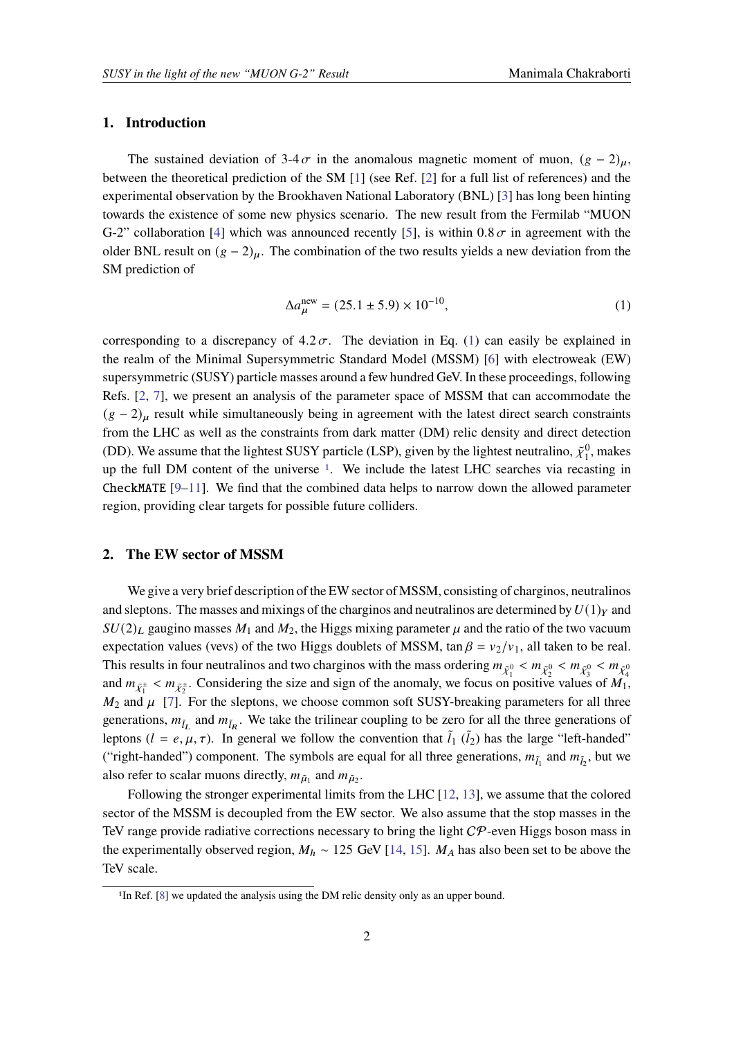## 1. Introduction

The sustained deviation of 3-4 $\sigma$ in the anomalous magnetic moment of muon, $(g-2)_\mu$, between the theoretical prediction of the SM [1] (see Ref. [2] for a full list of references) and the experimental observation by the Brookhaven National Laboratory (BNL) [3] has long been hinting towards the existence of some new physics scenario. The new result from the Fermilab "MUON G-2" collaboration [4] which was announced recently [5], is within $0.8\,\sigma$ in agreement with the older BNL result on $(g-2)_\mu$. The combination of the two results yields a new deviation from the SM prediction of

$$\Delta a_\mu^{\rm new} = (25.1 \pm 5.9) \times 10^{-10}, \tag{1}$$

corresponding to a discrepancy of $4.2\,\sigma$. The deviation in Eq. (1) can easily be explained in the realm of the Minimal Supersymmetric Standard Model (MSSM) [6] with electroweak (EW) supersymmetric (SUSY) particle masses around a few hundred GeV. In these proceedings, following Refs. [2, 7], we present an analysis of the parameter space of MSSM that can accommodate the $(g-2)_\mu$ result while simultaneously being in agreement with the latest direct search constraints from the LHC as well as the constraints from dark matter (DM) relic density and direct detection (DD). We assume that the lightest SUSY particle (LSP), given by the lightest neutralino, $\tilde\chi_1^0$, makes up the full DM content of the universe [1]. We include the latest LHC searches via recasting in CheckMATE [9–11]. We find that the combined data helps to narrow down the allowed parameter region, providing clear targets for possible future colliders.

## 2. The EW sector of MSSM

We give a very brief description of the EW sector of MSSM, consisting of charginos, neutralinos and sleptons. The masses and mixings of the charginos and neutralinos are determined by $U(1)_Y$ and $SU(2)_L$ gaugino masses $M_1$ and $M_2$, the Higgs mixing parameter $\mu$ and the ratio of the two vacuum expectation values (vevs) of the two Higgs doublets of MSSM, $\tan\beta = v_2/v_1$, all taken to be real. This results in four neutralinos and two charginos with the mass ordering $m_{\tilde\chi_1^0} < m_{\tilde\chi_2^0} < m_{\tilde\chi_3^0} < m_{\tilde\chi_4^0}$ and $m_{\tilde\chi_1^\pm} < m_{\tilde\chi_2^\pm}$. Considering the size and sign of the anomaly, we focus on positive values of $M_1$, $M_2$ and $\mu$ [7]. For the sleptons, we choose common soft SUSY-breaking parameters for all three generations, $m_{\tilde l_L}$ and $m_{\tilde l_R}$. We take the trilinear coupling to be zero for all the three generations of leptons ($l = e, \mu, \tau$). In general we follow the convention that $\tilde l_1$ ($\tilde l_2$) has the large "left-handed" ("right-handed") component. The symbols are equal for all three generations, $m_{\tilde l_1}$ and $m_{\tilde l_2}$, but we also refer to scalar muons directly, $m_{\tilde\mu_1}$ and $m_{\tilde\mu_2}$.

Following the stronger experimental limits from the LHC [12, 13], we assume that the colored sector of the MSSM is decoupled from the EW sector. We also assume that the stop masses in the TeV range provide radiative corrections necessary to bring the light $\mathcal{CP}$-even Higgs boson mass in the experimentally observed region, $M_h \sim 125$ GeV [14, 15]. $M_A$ has also been set to be above the TeV scale.

[1] In Ref. [8] we updated the analysis using the DM relic density only as an upper bound.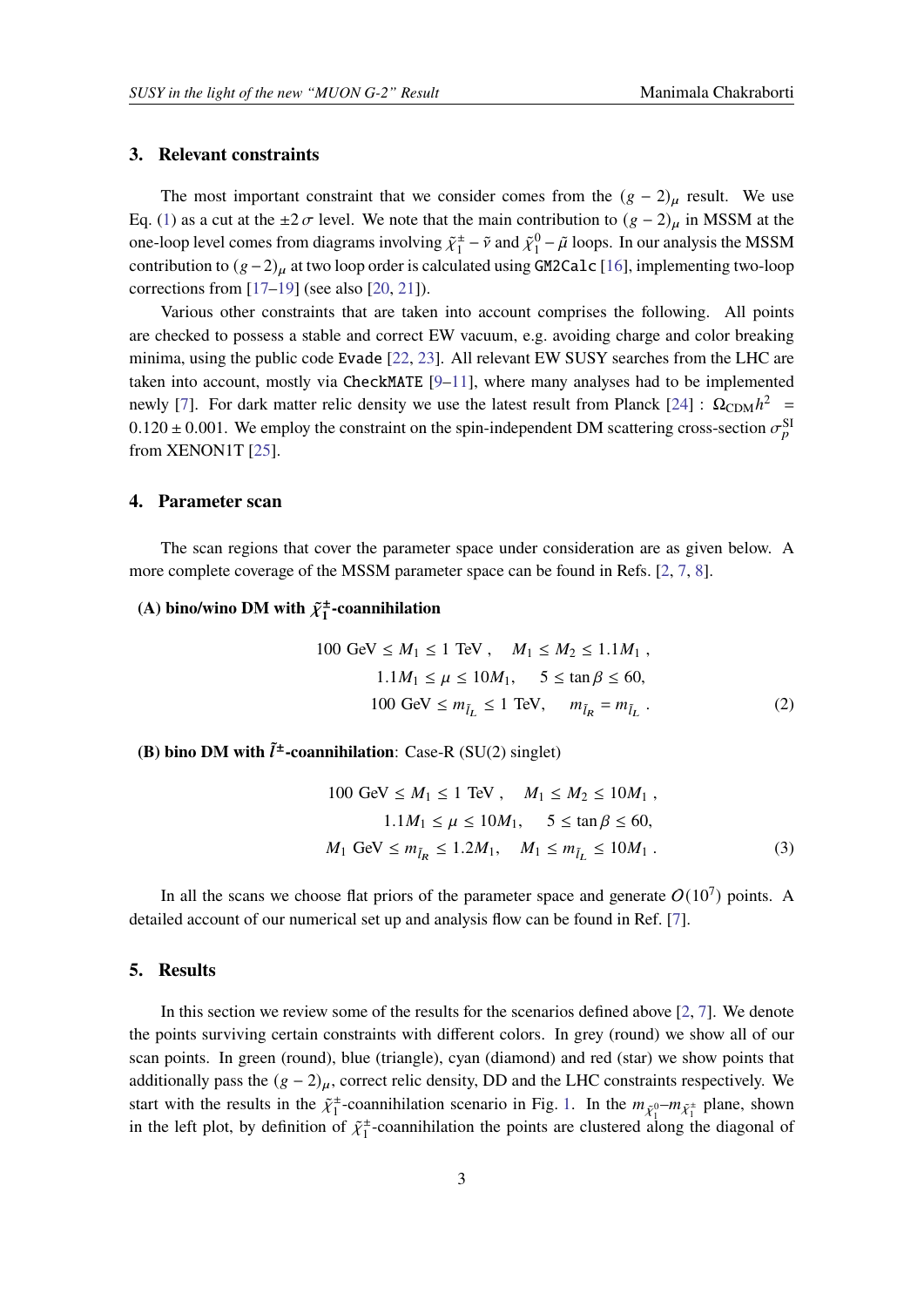## 3. Relevant constraints

The most important constraint that we consider comes from the $(g-2)_\mu$ result. We use Eq. (1) as a cut at the $\pm 2\,\sigma$ level. We note that the main contribution to $(g-2)_\mu$ in MSSM at the one-loop level comes from diagrams involving $\tilde{\chi}_1^\pm - \tilde{\nu}$ and $\tilde{\chi}_1^0 - \tilde{\mu}$ loops. In our analysis the MSSM contribution to $(g-2)_\mu$ at two loop order is calculated using `GM2Calc` [16], implementing two-loop corrections from [17–19] (see also [20, 21]).

Various other constraints that are taken into account comprises the following. All points are checked to possess a stable and correct EW vacuum, e.g. avoiding charge and color breaking minima, using the public code `Evade` [22, 23]. All relevant EW SUSY searches from the LHC are taken into account, mostly via `CheckMATE` [9–11], where many analyses had to be implemented newly [7]. For dark matter relic density we use the latest result from Planck [24] : $\Omega_{\rm CDM} h^2 = 0.120 \pm 0.001$. We employ the constraint on the spin-independent DM scattering cross-section $\sigma_p^{\rm SI}$ from XENON1T [25].

## 4. Parameter scan

The scan regions that cover the parameter space under consideration are as given below. A more complete coverage of the MSSM parameter space can be found in Refs. [2, 7, 8].

**(A) bino/wino DM with $\tilde{\chi}_1^\pm$-coannihilation**

$$
\begin{aligned}
100 \text{ GeV} \le M_1 \le 1 \text{ TeV}\,, \quad & M_1 \le M_2 \le 1.1 M_1\,, \\
1.1 M_1 \le \mu \le 10 M_1, \quad & 5 \le \tan\beta \le 60, \\
100 \text{ GeV} \le m_{\tilde{l}_L} \le 1 \text{ TeV}, \quad & m_{\tilde{l}_R} = m_{\tilde{l}_L}\,.
\end{aligned} \tag{2}
$$

**(B) bino DM with $\tilde{l}^\pm$-coannihilation**: Case-R (SU(2) singlet)

$$
\begin{aligned}
100 \text{ GeV} \le M_1 \le 1 \text{ TeV}\,, \quad & M_1 \le M_2 \le 10 M_1\,, \\
1.1 M_1 \le \mu \le 10 M_1, \quad & 5 \le \tan\beta \le 60, \\
M_1 \text{ GeV} \le m_{\tilde{l}_R} \le 1.2 M_1, \quad & M_1 \le m_{\tilde{l}_L} \le 10 M_1\,.
\end{aligned} \tag{3}
$$

In all the scans we choose flat priors of the parameter space and generate $\mathcal{O}(10^7)$ points. A detailed account of our numerical set up and analysis flow can be found in Ref. [7].

## 5. Results

In this section we review some of the results for the scenarios defined above [2, 7]. We denote the points surviving certain constraints with different colors. In grey (round) we show all of our scan points. In green (round), blue (triangle), cyan (diamond) and red (star) we show points that additionally pass the $(g-2)_\mu$, correct relic density, DD and the LHC constraints respectively. We start with the results in the $\tilde{\chi}_1^\pm$-coannihilation scenario in Fig. 1. In the $m_{\tilde{\chi}_1^0}$–$m_{\tilde{\chi}_1^\pm}$ plane, shown in the left plot, by definition of $\tilde{\chi}_1^\pm$-coannihilation the points are clustered along the diagonal of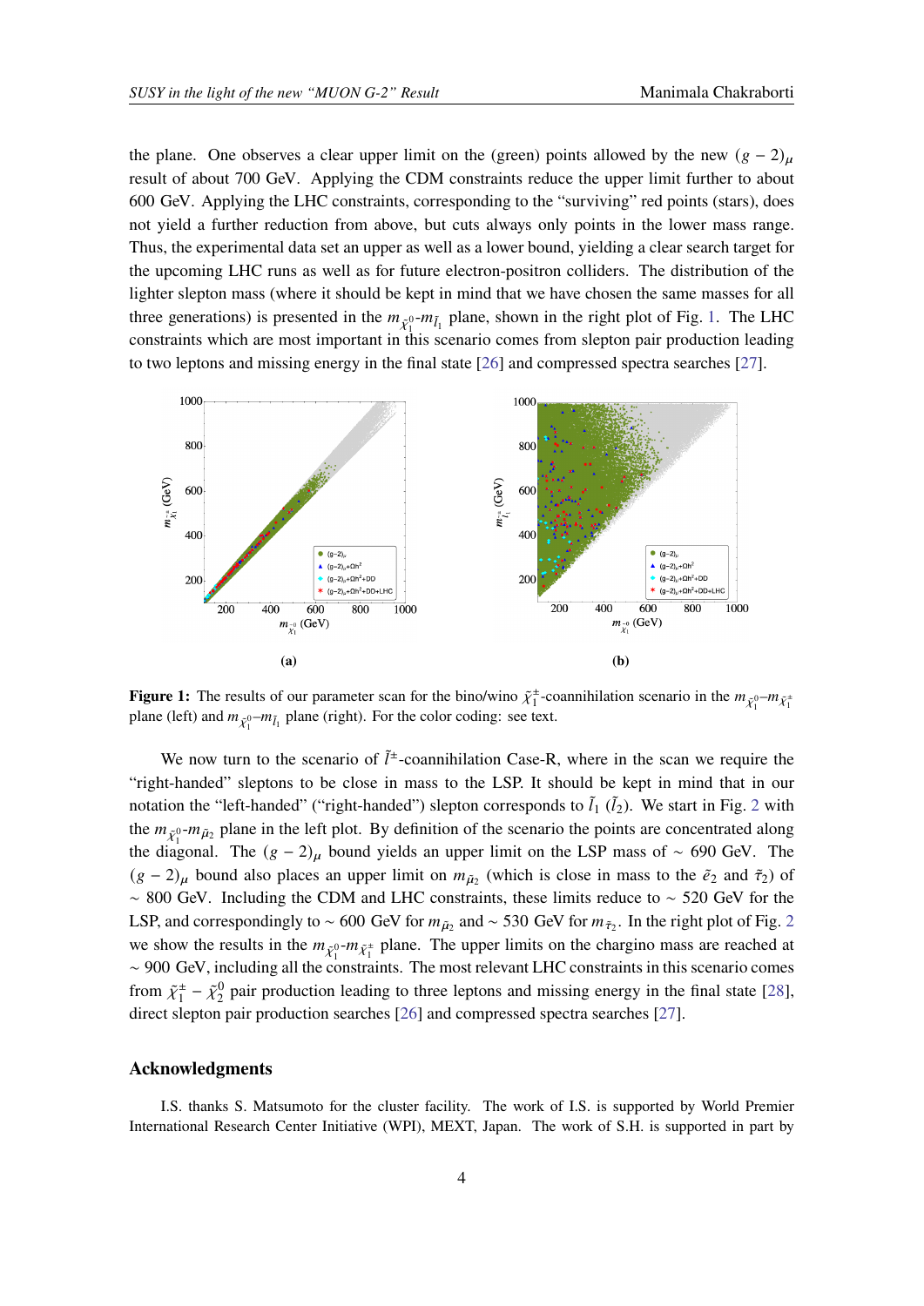the plane. One observes a clear upper limit on the (green) points allowed by the new $(g-2)_\mu$ result of about 700 GeV. Applying the CDM constraints reduce the upper limit further to about 600 GeV. Applying the LHC constraints, corresponding to the "surviving" red points (stars), does not yield a further reduction from above, but cuts always only points in the lower mass range. Thus, the experimental data set an upper as well as a lower bound, yielding a clear search target for the upcoming LHC runs as well as for future electron-positron colliders. The distribution of the lighter slepton mass (where it should be kept in mind that we have chosen the same masses for all three generations) is presented in the $m_{\tilde{\chi}_1^0}$-$m_{\tilde{l}_1}$ plane, shown in the right plot of Fig. 1. The LHC constraints which are most important in this scenario comes from slepton pair production leading to two leptons and missing energy in the final state [26] and compressed spectra searches [27].

**(a)** **(b)**

**Figure 1:** The results of our parameter scan for the bino/wino $\tilde{\chi}_1^{\pm}$-coannihilation scenario in the $m_{\tilde{\chi}_1^0}$–$m_{\tilde{\chi}_1^{\pm}}$ plane (left) and $m_{\tilde{\chi}_1^0}$–$m_{\tilde{l}_1}$ plane (right). For the color coding: see text.

We now turn to the scenario of $\tilde{l}^{\pm}$-coannihilation Case-R, where in the scan we require the "right-handed" sleptons to be close in mass to the LSP. It should be kept in mind that in our notation the "left-handed" ("right-handed") slepton corresponds to $\tilde{l}_1$ ($\tilde{l}_2$). We start in Fig. 2 with the $m_{\tilde{\chi}_1^0}$-$m_{\tilde{\mu}_2}$ plane in the left plot. By definition of the scenario the points are concentrated along the diagonal. The $(g-2)_\mu$ bound yields an upper limit on the LSP mass of $\sim$ 690 GeV. The $(g-2)_\mu$ bound also places an upper limit on $m_{\tilde{\mu}_2}$ (which is close in mass to the $\tilde{e}_2$ and $\tilde{\tau}_2$) of $\sim$ 800 GeV. Including the CDM and LHC constraints, these limits reduce to $\sim$ 520 GeV for the LSP, and correspondingly to $\sim$ 600 GeV for $m_{\tilde{\mu}_2}$ and $\sim$ 530 GeV for $m_{\tilde{\tau}_2}$. In the right plot of Fig. 2 we show the results in the $m_{\tilde{\chi}_1^0}$-$m_{\tilde{\chi}_1^{\pm}}$ plane. The upper limits on the chargino mass are reached at $\sim$ 900 GeV, including all the constraints. The most relevant LHC constraints in this scenario comes from $\tilde{\chi}_1^{\pm} - \tilde{\chi}_2^0$ pair production leading to three leptons and missing energy in the final state [28], direct slepton pair production searches [26] and compressed spectra searches [27].

## Acknowledgments

I.S. thanks S. Matsumoto for the cluster facility. The work of I.S. is supported by World Premier International Research Center Initiative (WPI), MEXT, Japan. The work of S.H. is supported in part by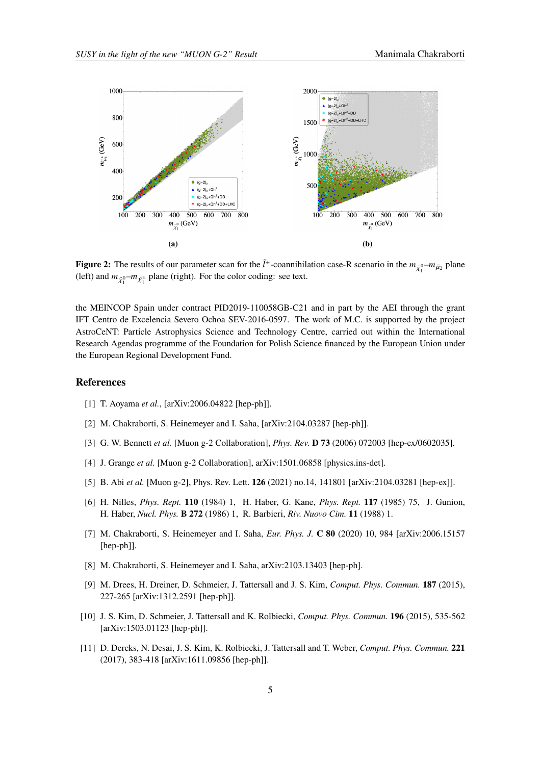**Figure 2:** The results of our parameter scan for the $\tilde{l}^{\pm}$-coannihilation case-R scenario in the $m_{\tilde{\chi}_1^0}$–$m_{\tilde{\mu}_2}$ plane (left) and $m_{\tilde{\chi}_1^0}$–$m_{\tilde{\chi}_1^{\pm}}$ plane (right). For the color coding: see text.

the MEINCOP Spain under contract PID2019-110058GB-C21 and in part by the AEI through the grant IFT Centro de Excelencia Severo Ochoa SEV-2016-0597. The work of M.C. is supported by the project AstroCeNT: Particle Astrophysics Science and Technology Centre, carried out within the International Research Agendas programme of the Foundation for Polish Science financed by the European Union under the European Regional Development Fund.

## References

[1] T. Aoyama *et al.*, [arXiv:2006.04822 [hep-ph]].

[2] M. Chakraborti, S. Heinemeyer and I. Saha, [arXiv:2104.03287 [hep-ph]].

[3] G. W. Bennett *et al.* [Muon g-2 Collaboration], *Phys. Rev.* **D 73** (2006) 072003 [hep-ex/0602035].

[4] J. Grange *et al.* [Muon g-2 Collaboration], arXiv:1501.06858 [physics.ins-det].

[5] B. Abi *et al.* [Muon g-2], Phys. Rev. Lett. **126** (2021) no.14, 141801 [arXiv:2104.03281 [hep-ex]].

[6] H. Nilles, *Phys. Rept.* **110** (1984) 1, H. Haber, G. Kane, *Phys. Rept.* **117** (1985) 75, J. Gunion, H. Haber, *Nucl. Phys.* **B 272** (1986) 1, R. Barbieri, *Riv. Nuovo Cim.* **11** (1988) 1.

[7] M. Chakraborti, S. Heinemeyer and I. Saha, *Eur. Phys. J.* **C 80** (2020) 10, 984 [arXiv:2006.15157 [hep-ph]].

[8] M. Chakraborti, S. Heinemeyer and I. Saha, arXiv:2103.13403 [hep-ph].

[9] M. Drees, H. Dreiner, D. Schmeier, J. Tattersall and J. S. Kim, *Comput. Phys. Commun.* **187** (2015), 227-265 [arXiv:1312.2591 [hep-ph]].

[10] J. S. Kim, D. Schmeier, J. Tattersall and K. Rolbiecki, *Comput. Phys. Commun.* **196** (2015), 535-562 [arXiv:1503.01123 [hep-ph]].

[11] D. Dercks, N. Desai, J. S. Kim, K. Rolbiecki, J. Tattersall and T. Weber, *Comput. Phys. Commun.* **221** (2017), 383-418 [arXiv:1611.09856 [hep-ph]].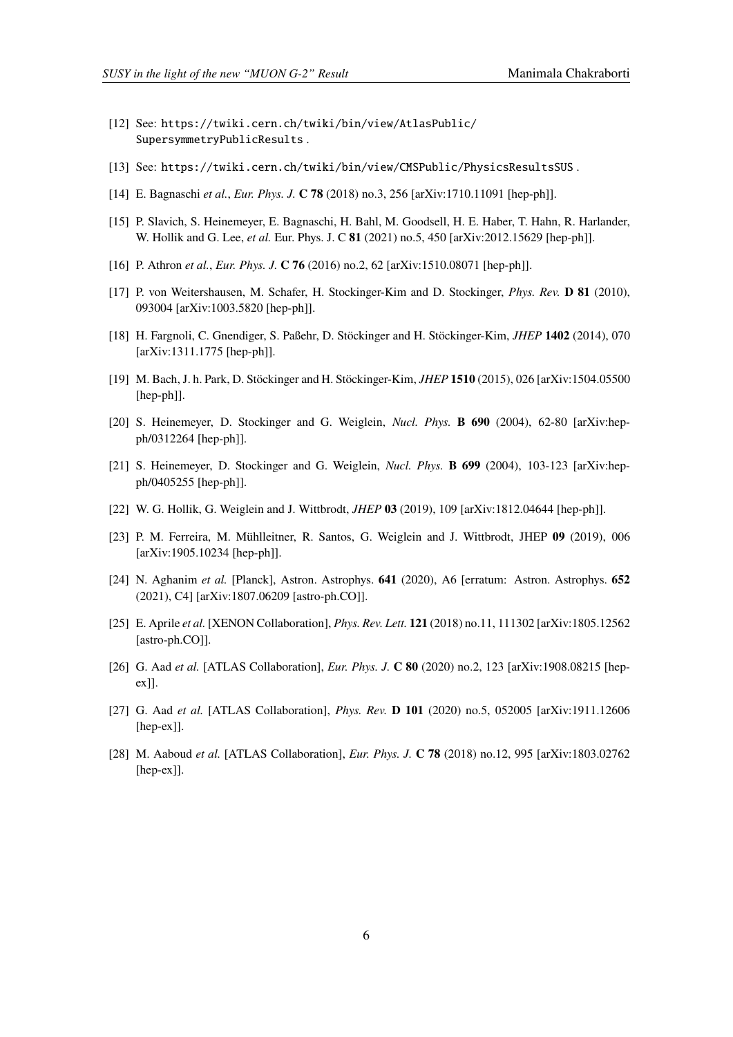[12] See: https://twiki.cern.ch/twiki/bin/view/AtlasPublic/SupersymmetryPublicResults .

[13] See: https://twiki.cern.ch/twiki/bin/view/CMSPublic/PhysicsResultsSUS .

[14] E. Bagnaschi *et al.*, *Eur. Phys. J.* **C 78** (2018) no.3, 256 [arXiv:1710.11091 [hep-ph]].

[15] P. Slavich, S. Heinemeyer, E. Bagnaschi, H. Bahl, M. Goodsell, H. E. Haber, T. Hahn, R. Harlander, W. Hollik and G. Lee, *et al.* Eur. Phys. J. C **81** (2021) no.5, 450 [arXiv:2012.15629 [hep-ph]].

[16] P. Athron *et al.*, *Eur. Phys. J.* **C 76** (2016) no.2, 62 [arXiv:1510.08071 [hep-ph]].

[17] P. von Weitershausen, M. Schafer, H. Stockinger-Kim and D. Stockinger, *Phys. Rev.* **D 81** (2010), 093004 [arXiv:1003.5820 [hep-ph]].

[18] H. Fargnoli, C. Gnendiger, S. Paßehr, D. Stöckinger and H. Stöckinger-Kim, *JHEP* **1402** (2014), 070 [arXiv:1311.1775 [hep-ph]].

[19] M. Bach, J. h. Park, D. Stöckinger and H. Stöckinger-Kim, *JHEP* **1510** (2015), 026 [arXiv:1504.05500 [hep-ph]].

[20] S. Heinemeyer, D. Stockinger and G. Weiglein, *Nucl. Phys.* **B 690** (2004), 62-80 [arXiv:hep-ph/0312264 [hep-ph]].

[21] S. Heinemeyer, D. Stockinger and G. Weiglein, *Nucl. Phys.* **B 699** (2004), 103-123 [arXiv:hep-ph/0405255 [hep-ph]].

[22] W. G. Hollik, G. Weiglein and J. Wittbrodt, *JHEP* **03** (2019), 109 [arXiv:1812.04644 [hep-ph]].

[23] P. M. Ferreira, M. Mühlleitner, R. Santos, G. Weiglein and J. Wittbrodt, JHEP **09** (2019), 006 [arXiv:1905.10234 [hep-ph]].

[24] N. Aghanim *et al.* [Planck], Astron. Astrophys. **641** (2020), A6 [erratum: Astron. Astrophys. **652** (2021), C4] [arXiv:1807.06209 [astro-ph.CO]].

[25] E. Aprile *et al.* [XENON Collaboration], *Phys. Rev. Lett.* **121** (2018) no.11, 111302 [arXiv:1805.12562 [astro-ph.CO]].

[26] G. Aad *et al.* [ATLAS Collaboration], *Eur. Phys. J.* **C 80** (2020) no.2, 123 [arXiv:1908.08215 [hep-ex]].

[27] G. Aad *et al.* [ATLAS Collaboration], *Phys. Rev.* **D 101** (2020) no.5, 052005 [arXiv:1911.12606 [hep-ex]].

[28] M. Aaboud *et al.* [ATLAS Collaboration], *Eur. Phys. J.* **C 78** (2018) no.12, 995 [arXiv:1803.02762 [hep-ex]].